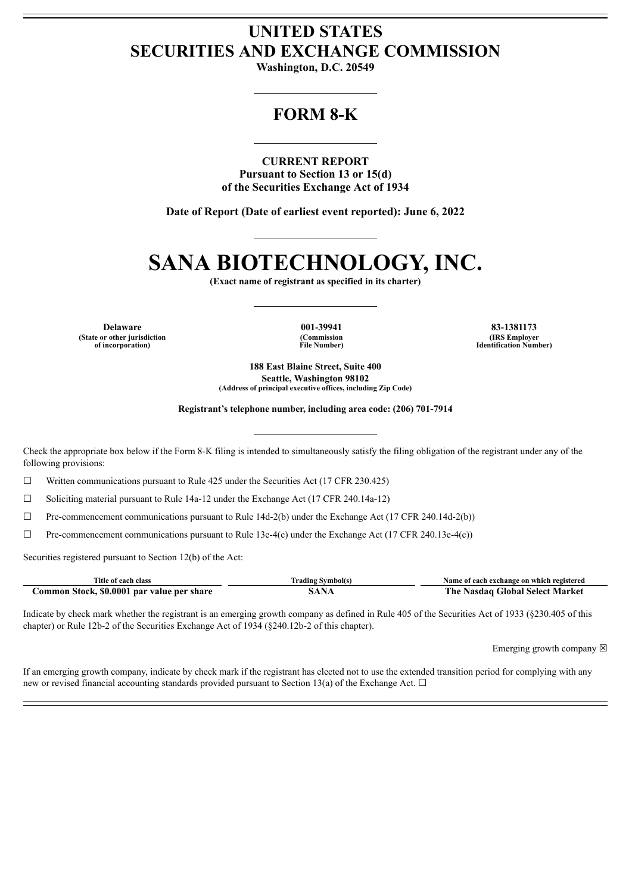# UNITED STATES
# SECURITIES AND EXCHANGE COMMISSION

**Washington, D.C. 20549**

## FORM 8-K

**CURRENT REPORT**
**Pursuant to Section 13 or 15(d)**
**of the Securities Exchange Act of 1934**

**Date of Report (Date of earliest event reported): June 6, 2022**

# SANA BIOTECHNOLOGY, INC.

**(Exact name of registrant as specified in its charter)**

| Delaware | 001-39941 | 83-1381173 |
|---|---|---|
| (State or other jurisdiction of incorporation) | (Commission File Number) | (IRS Employer Identification Number) |

**188 East Blaine Street, Suite 400**
**Seattle, Washington 98102**
**(Address of principal executive offices, including Zip Code)**

**Registrant's telephone number, including area code: (206) 701-7914**

Check the appropriate box below if the Form 8-K filing is intended to simultaneously satisfy the filing obligation of the registrant under any of the following provisions:

☐ Written communications pursuant to Rule 425 under the Securities Act (17 CFR 230.425)

☐ Soliciting material pursuant to Rule 14a-12 under the Exchange Act (17 CFR 240.14a-12)

☐ Pre-commencement communications pursuant to Rule 14d-2(b) under the Exchange Act (17 CFR 240.14d-2(b))

☐ Pre-commencement communications pursuant to Rule 13e-4(c) under the Exchange Act (17 CFR 240.13e-4(c))

Securities registered pursuant to Section 12(b) of the Act:

| Title of each class | Trading Symbol(s) | Name of each exchange on which registered |
|---|---|---|
| **Common Stock, $0.0001 par value per share** | **SANA** | **The Nasdaq Global Select Market** |

Indicate by check mark whether the registrant is an emerging growth company as defined in Rule 405 of the Securities Act of 1933 (§230.405 of this chapter) or Rule 12b-2 of the Securities Exchange Act of 1934 (§240.12b-2 of this chapter).

Emerging growth company ☒

If an emerging growth company, indicate by check mark if the registrant has elected not to use the extended transition period for complying with any new or revised financial accounting standards provided pursuant to Section 13(a) of the Exchange Act. ☐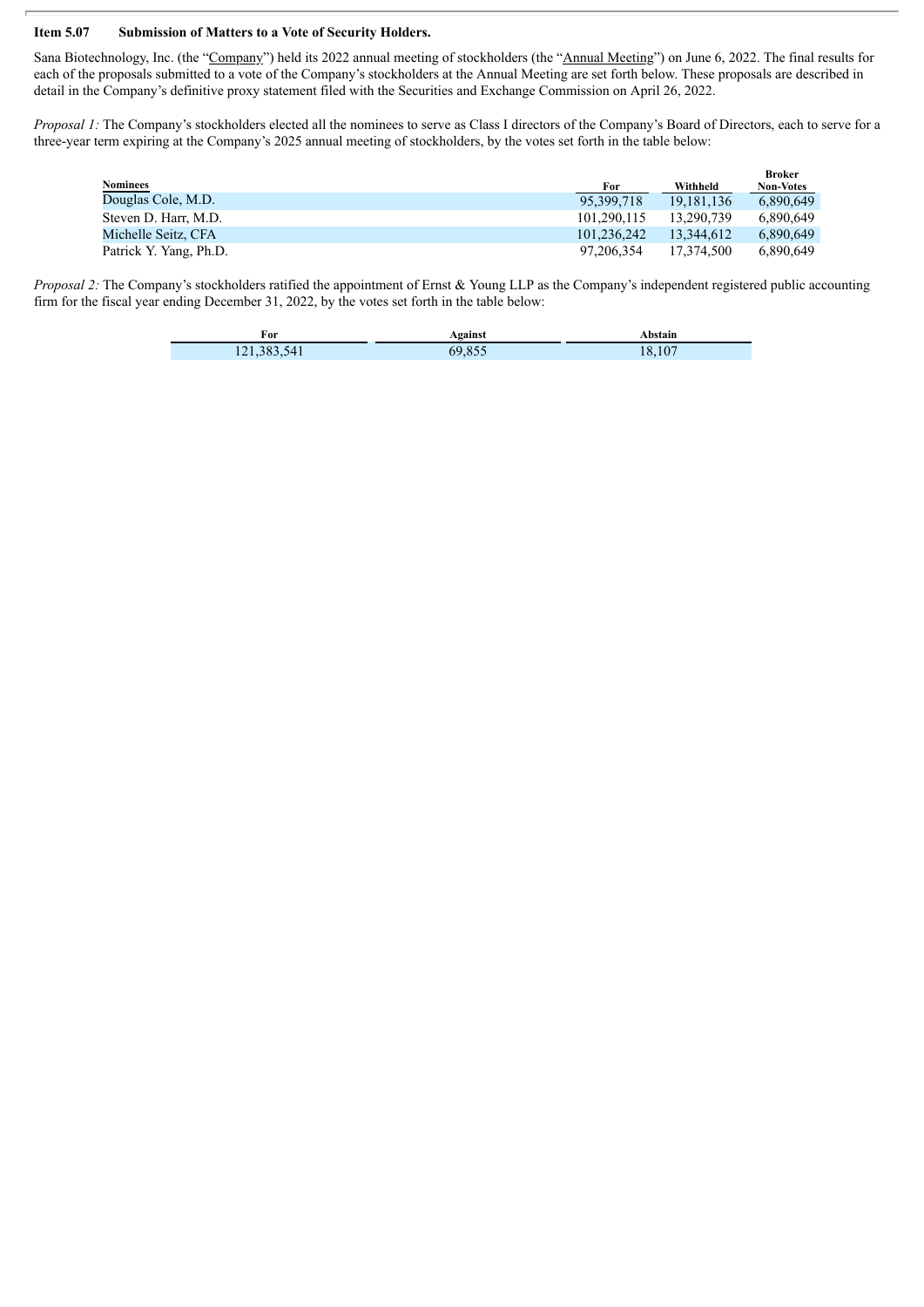**Item 5.07 Submission of Matters to a Vote of Security Holders.**

Sana Biotechnology, Inc. (the "Company") held its 2022 annual meeting of stockholders (the "Annual Meeting") on June 6, 2022. The final results for each of the proposals submitted to a vote of the Company's stockholders at the Annual Meeting are set forth below. These proposals are described in detail in the Company's definitive proxy statement filed with the Securities and Exchange Commission on April 26, 2022.

*Proposal 1:* The Company's stockholders elected all the nominees to serve as Class I directors of the Company's Board of Directors, each to serve for a three-year term expiring at the Company's 2025 annual meeting of stockholders, by the votes set forth in the table below:

| Nominees | For | Withheld | Broker Non-Votes |
|---|---|---|---|
| Douglas Cole, M.D. | 95,399,718 | 19,181,136 | 6,890,649 |
| Steven D. Harr, M.D. | 101,290,115 | 13,290,739 | 6,890,649 |
| Michelle Seitz, CFA | 101,236,242 | 13,344,612 | 6,890,649 |
| Patrick Y. Yang, Ph.D. | 97,206,354 | 17,374,500 | 6,890,649 |

*Proposal 2:* The Company's stockholders ratified the appointment of Ernst & Young LLP as the Company's independent registered public accounting firm for the fiscal year ending December 31, 2022, by the votes set forth in the table below:

| For | Against | Abstain |
|---|---|---|
| 121,383,541 | 69,855 | 18,107 |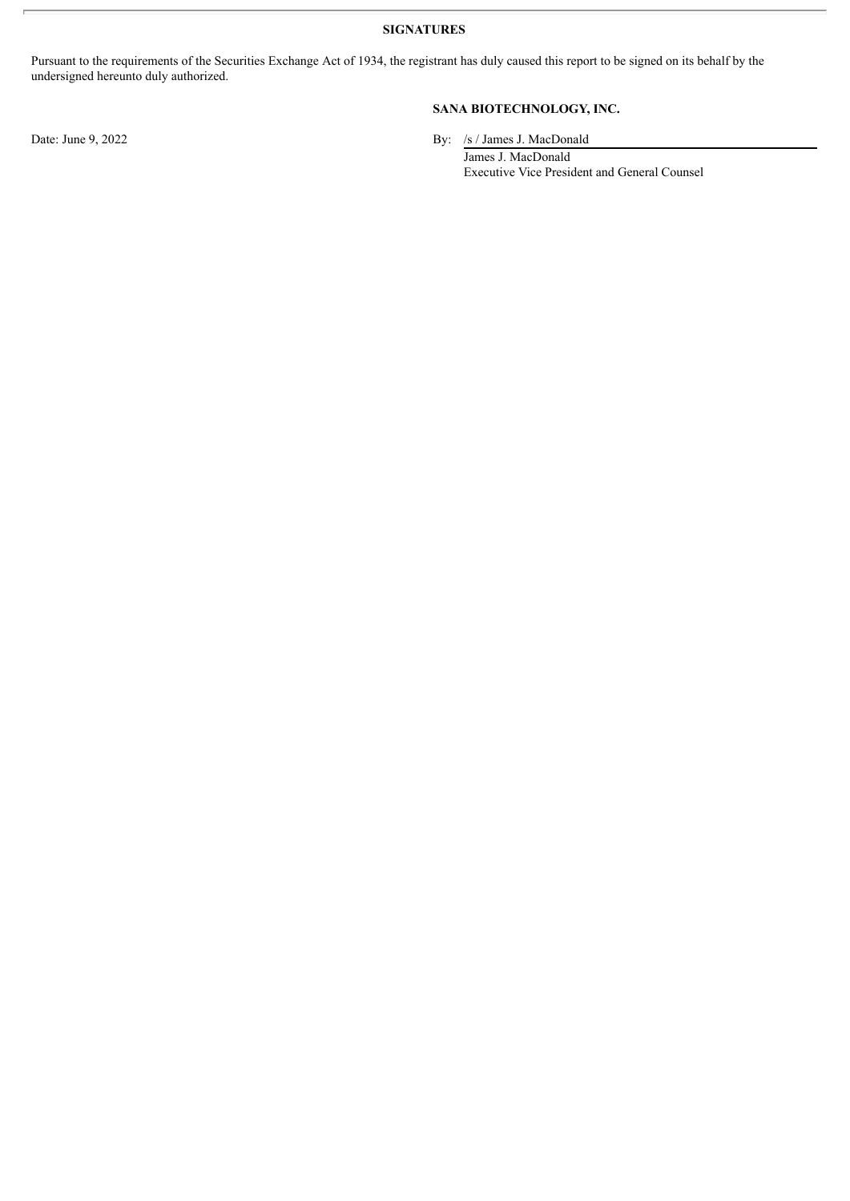**SIGNATURES**

Pursuant to the requirements of the Securities Exchange Act of 1934, the registrant has duly caused this report to be signed on its behalf by the undersigned hereunto duly authorized.

**SANA BIOTECHNOLOGY, INC.**

Date: June 9, 2022

By: /s / James J. MacDonald

James J. MacDonald

Executive Vice President and General Counsel